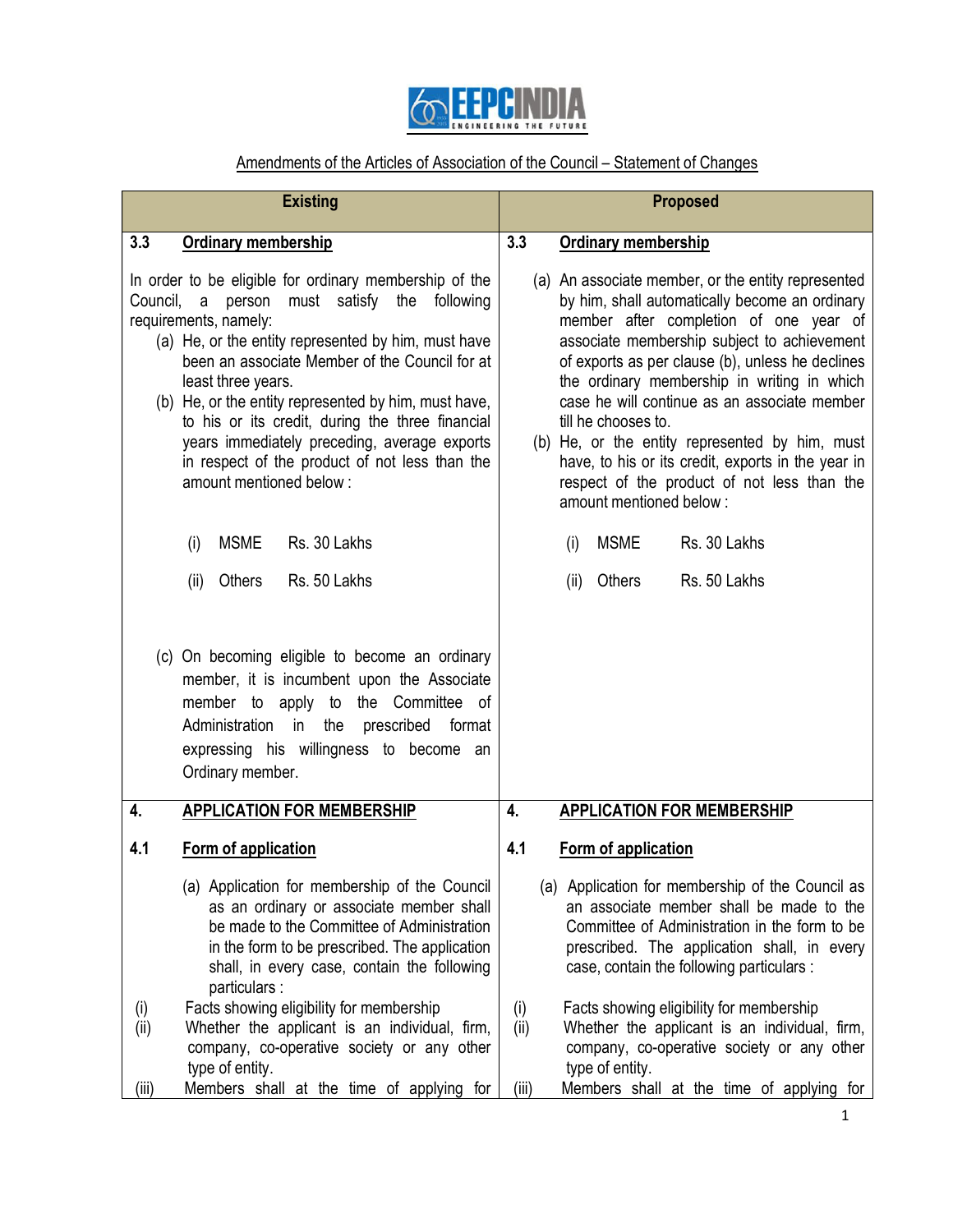## Amendments of the Articles of Association of the Council – Statement of Changes

| Existing | Proposed |
|---|---|
| **3.3 Ordinary membership**<br><br>In order to be eligible for ordinary membership of the Council, a person must satisfy the following requirements, namely:<br>(a) He, or the entity represented by him, must have been an associate Member of the Council for at least three years.<br>(b) He, or the entity represented by him, must have, to his or its credit, during the three financial years immediately preceding, average exports in respect of the product of not less than the amount mentioned below :<br><br>(i) MSME Rs. 30 Lakhs<br>(ii) Others Rs. 50 Lakhs<br><br>(c) On becoming eligible to become an ordinary member, it is incumbent upon the Associate member to apply to the Committee of Administration in the prescribed format expressing his willingness to become an Ordinary member. | **3.3 Ordinary membership**<br><br>(a) An associate member, or the entity represented by him, shall automatically become an ordinary member after completion of one year of associate membership subject to achievement of exports as per clause (b), unless he declines the ordinary membership in writing in which case he will continue as an associate member till he chooses to.<br>(b) He, or the entity represented by him, must have, to his or its credit, exports in the year in respect of the product of not less than the amount mentioned below :<br><br>(i) MSME Rs. 30 Lakhs<br>(ii) Others Rs. 50 Lakhs |
| **4. APPLICATION FOR MEMBERSHIP**<br><br>**4.1 Form of application**<br><br>(a) Application for membership of the Council as an ordinary or associate member shall be made to the Committee of Administration in the form to be prescribed. The application shall, in every case, contain the following particulars :<br>(i) Facts showing eligibility for membership<br>(ii) Whether the applicant is an individual, firm, company, co-operative society or any other type of entity.<br>(iii) Members shall at the time of applying for | **4. APPLICATION FOR MEMBERSHIP**<br><br>**4.1 Form of application**<br><br>(a) Application for membership of the Council as an associate member shall be made to the Committee of Administration in the form to be prescribed. The application shall, in every case, contain the following particulars :<br>(i) Facts showing eligibility for membership<br>(ii) Whether the applicant is an individual, firm, company, co-operative society or any other type of entity.<br>(iii) Members shall at the time of applying for |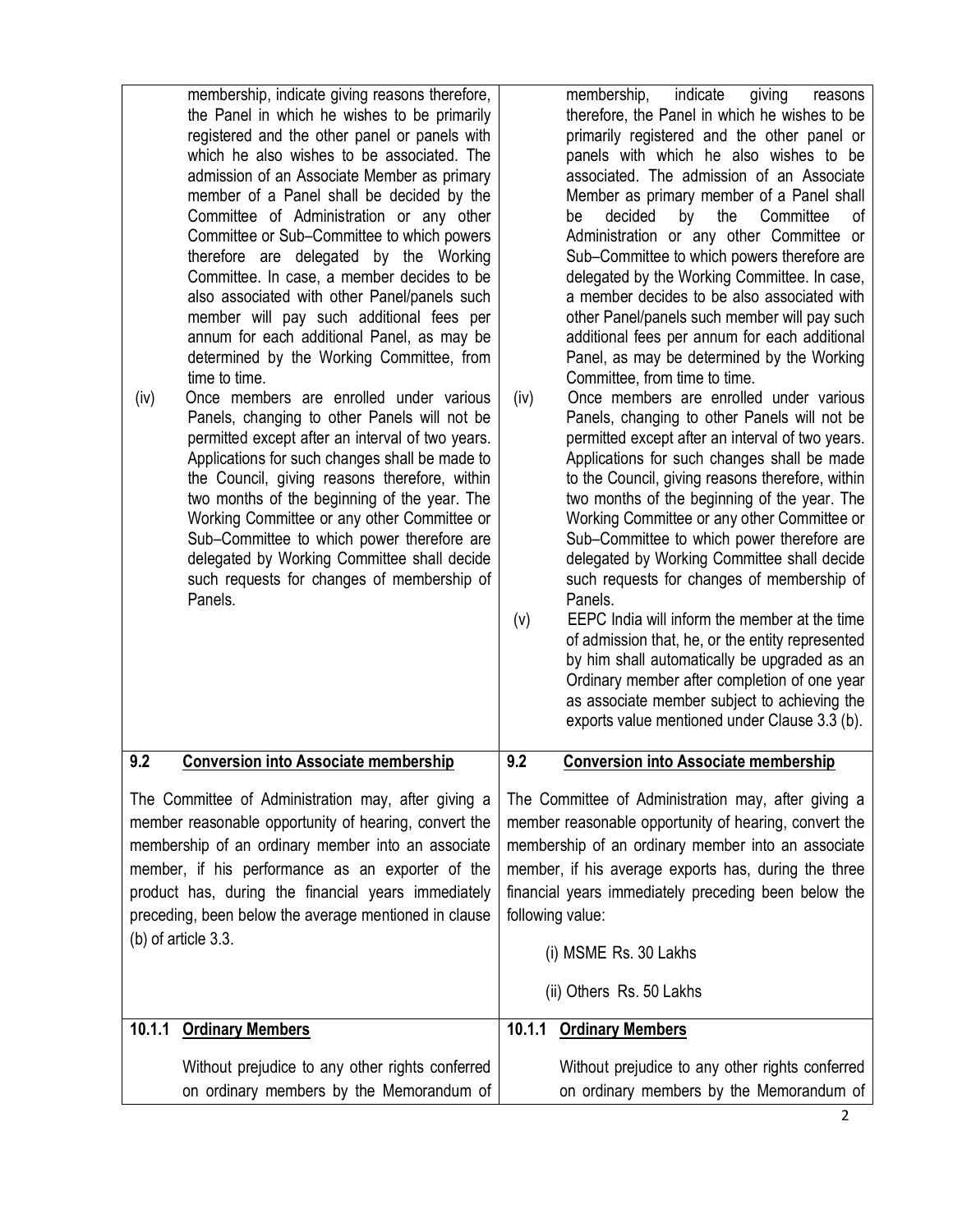| | |
|---|---|
| membership, indicate giving reasons therefore, the Panel in which he wishes to be primarily registered and the other panel or panels with which he also wishes to be associated. The admission of an Associate Member as primary member of a Panel shall be decided by the Committee of Administration or any other Committee or Sub–Committee to which powers therefore are delegated by the Working Committee. In case, a member decides to be also associated with other Panel/panels such member will pay such additional fees per annum for each additional Panel, as may be determined by the Working Committee, from time to time.<br>(iv) Once members are enrolled under various Panels, changing to other Panels will not be permitted except after an interval of two years. Applications for such changes shall be made to the Council, giving reasons therefore, within two months of the beginning of the year. The Working Committee or any other Committee or Sub–Committee to which power therefore are delegated by Working Committee shall decide such requests for changes of membership of Panels. | membership, indicate giving reasons therefore, the Panel in which he wishes to be primarily registered and the other panel or panels with which he also wishes to be associated. The admission of an Associate Member as primary member of a Panel shall be decided by the Committee of Administration or any other Committee or Sub–Committee to which powers therefore are delegated by the Working Committee. In case, a member decides to be also associated with other Panel/panels such member will pay such additional fees per annum for each additional Panel, as may be determined by the Working Committee, from time to time.<br>(iv) Once members are enrolled under various Panels, changing to other Panels will not be permitted except after an interval of two years. Applications for such changes shall be made to the Council, giving reasons therefore, within two months of the beginning of the year. The Working Committee or any other Committee or Sub–Committee to which power therefore are delegated by Working Committee shall decide such requests for changes of membership of Panels.<br>(v) EEPC India will inform the member at the time of admission that, he, or the entity represented by him shall automatically be upgraded as an Ordinary member after completion of one year as associate member subject to achieving the exports value mentioned under Clause 3.3 (b). |
| **9.2 <u>Conversion into Associate membership</u>**<br><br>The Committee of Administration may, after giving a member reasonable opportunity of hearing, convert the membership of an ordinary member into an associate member, if his performance as an exporter of the product has, during the financial years immediately preceding, been below the average mentioned in clause (b) of article 3.3. | **9.2 <u>Conversion into Associate membership</u>**<br><br>The Committee of Administration may, after giving a member reasonable opportunity of hearing, convert the membership of an ordinary member into an associate member, if his average exports has, during the three financial years immediately preceding been below the following value:<br><br>(i) MSME Rs. 30 Lakhs<br><br>(ii) Others Rs. 50 Lakhs |
| **10.1.1 <u>Ordinary Members</u>**<br><br>Without prejudice to any other rights conferred on ordinary members by the Memorandum of | **10.1.1 <u>Ordinary Members</u>**<br><br>Without prejudice to any other rights conferred on ordinary members by the Memorandum of |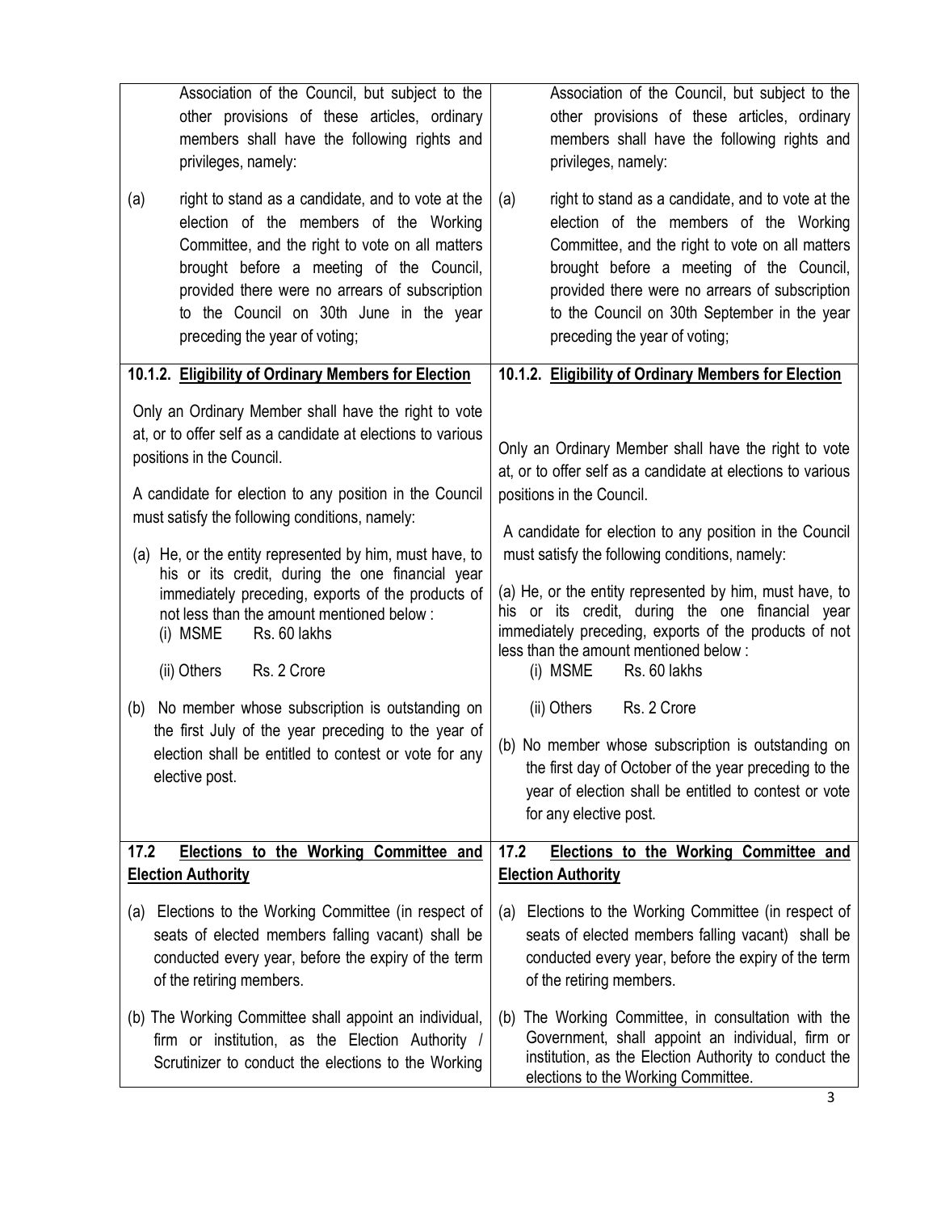| | |
|---|---|
| Association of the Council, but subject to the other provisions of these articles, ordinary members shall have the following rights and privileges, namely:<br><br>(a) right to stand as a candidate, and to vote at the election of the members of the Working Committee, and the right to vote on all matters brought before a meeting of the Council, provided there were no arrears of subscription to the Council on 30th June in the year preceding the year of voting; | Association of the Council, but subject to the other provisions of these articles, ordinary members shall have the following rights and privileges, namely:<br><br>(a) right to stand as a candidate, and to vote at the election of the members of the Working Committee, and the right to vote on all matters brought before a meeting of the Council, provided there were no arrears of subscription to the Council on 30th September in the year preceding the year of voting; |
| **10.1.2. Eligibility of Ordinary Members for Election** | **10.1.2. Eligibility of Ordinary Members for Election** |
| Only an Ordinary Member shall have the right to vote at, or to offer self as a candidate at elections to various positions in the Council.<br><br>A candidate for election to any position in the Council must satisfy the following conditions, namely:<br><br>(a) He, or the entity represented by him, must have, to his or its credit, during the one financial year immediately preceding, exports of the products of not less than the amount mentioned below :<br>(i) MSME Rs. 60 lakhs<br>(ii) Others Rs. 2 Crore<br><br>(b) No member whose subscription is outstanding on the first July of the year preceding to the year of election shall be entitled to contest or vote for any elective post. | Only an Ordinary Member shall have the right to vote at, or to offer self as a candidate at elections to various positions in the Council.<br><br>A candidate for election to any position in the Council must satisfy the following conditions, namely:<br><br>(a) He, or the entity represented by him, must have, to his or its credit, during the one financial year immediately preceding, exports of the products of not less than the amount mentioned below :<br>(i) MSME Rs. 60 lakhs<br>(ii) Others Rs. 2 Crore<br><br>(b) No member whose subscription is outstanding on the first day of October of the year preceding to the year of election shall be entitled to contest or vote for any elective post. |
| **17.2 Elections to the Working Committee and Election Authority** | **17.2 Elections to the Working Committee and Election Authority** |
| (a) Elections to the Working Committee (in respect of seats of elected members falling vacant) shall be conducted every year, before the expiry of the term of the retiring members.<br><br>(b) The Working Committee shall appoint an individual, firm or institution, as the Election Authority / Scrutinizer to conduct the elections to the Working | (a) Elections to the Working Committee (in respect of seats of elected members falling vacant) shall be conducted every year, before the expiry of the term of the retiring members.<br><br>(b) The Working Committee, in consultation with the Government, shall appoint an individual, firm or institution, as the Election Authority to conduct the elections to the Working Committee. |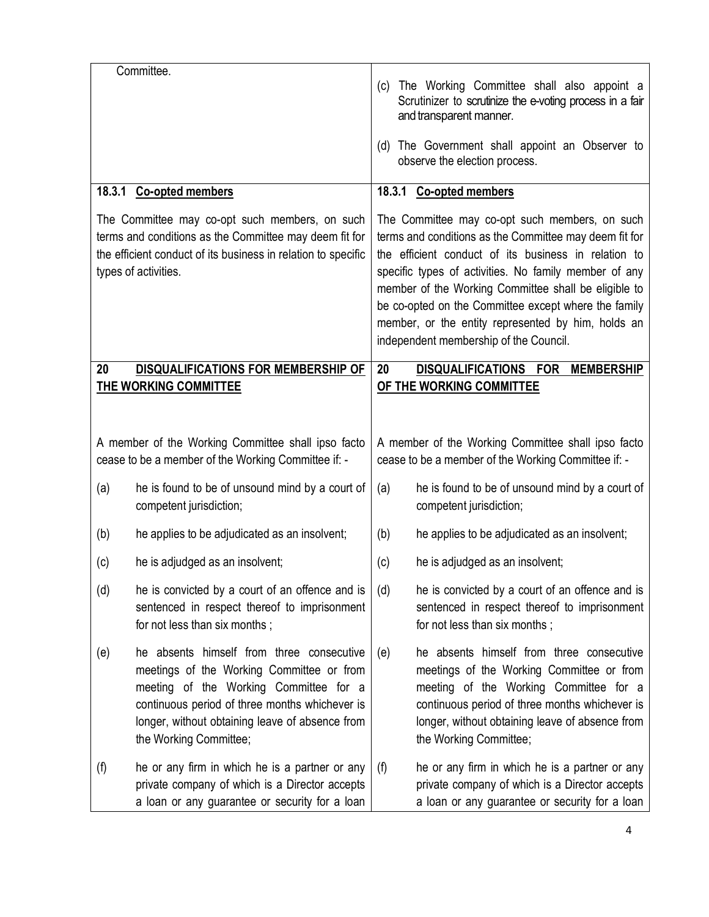| | |
|---|---|
| Committee. | (c) The Working Committee shall also appoint a Scrutinizer to scrutinize the e-voting process in a fair and transparent manner.<br><br>(d) The Government shall appoint an Observer to observe the election process. |
| **18.3.1 Co-opted members**<br><br>The Committee may co-opt such members, on such terms and conditions as the Committee may deem fit for the efficient conduct of its business in relation to specific types of activities. | **18.3.1 Co-opted members**<br><br>The Committee may co-opt such members, on such terms and conditions as the Committee may deem fit for the efficient conduct of its business in relation to specific types of activities. No family member of any member of the Working Committee shall be eligible to be co-opted on the Committee except where the family member, or the entity represented by him, holds an independent membership of the Council. |
| **20 DISQUALIFICATIONS FOR MEMBERSHIP OF THE WORKING COMMITTEE**<br><br>A member of the Working Committee shall ipso facto cease to be a member of the Working Committee if: -<br><br>(a) he is found to be of unsound mind by a court of competent jurisdiction;<br><br>(b) he applies to be adjudicated as an insolvent;<br><br>(c) he is adjudged as an insolvent;<br><br>(d) he is convicted by a court of an offence and is sentenced in respect thereof to imprisonment for not less than six months ;<br><br>(e) he absents himself from three consecutive meetings of the Working Committee or from meeting of the Working Committee for a continuous period of three months whichever is longer, without obtaining leave of absence from the Working Committee;<br><br>(f) he or any firm in which he is a partner or any private company of which is a Director accepts a loan or any guarantee or security for a loan | **20 DISQUALIFICATIONS FOR MEMBERSHIP OF THE WORKING COMMITTEE**<br><br>A member of the Working Committee shall ipso facto cease to be a member of the Working Committee if: -<br><br>(a) he is found to be of unsound mind by a court of competent jurisdiction;<br><br>(b) he applies to be adjudicated as an insolvent;<br><br>(c) he is adjudged as an insolvent;<br><br>(d) he is convicted by a court of an offence and is sentenced in respect thereof to imprisonment for not less than six months ;<br><br>(e) he absents himself from three consecutive meetings of the Working Committee or from meeting of the Working Committee for a continuous period of three months whichever is longer, without obtaining leave of absence from the Working Committee;<br><br>(f) he or any firm in which he is a partner or any private company of which is a Director accepts a loan or any guarantee or security for a loan |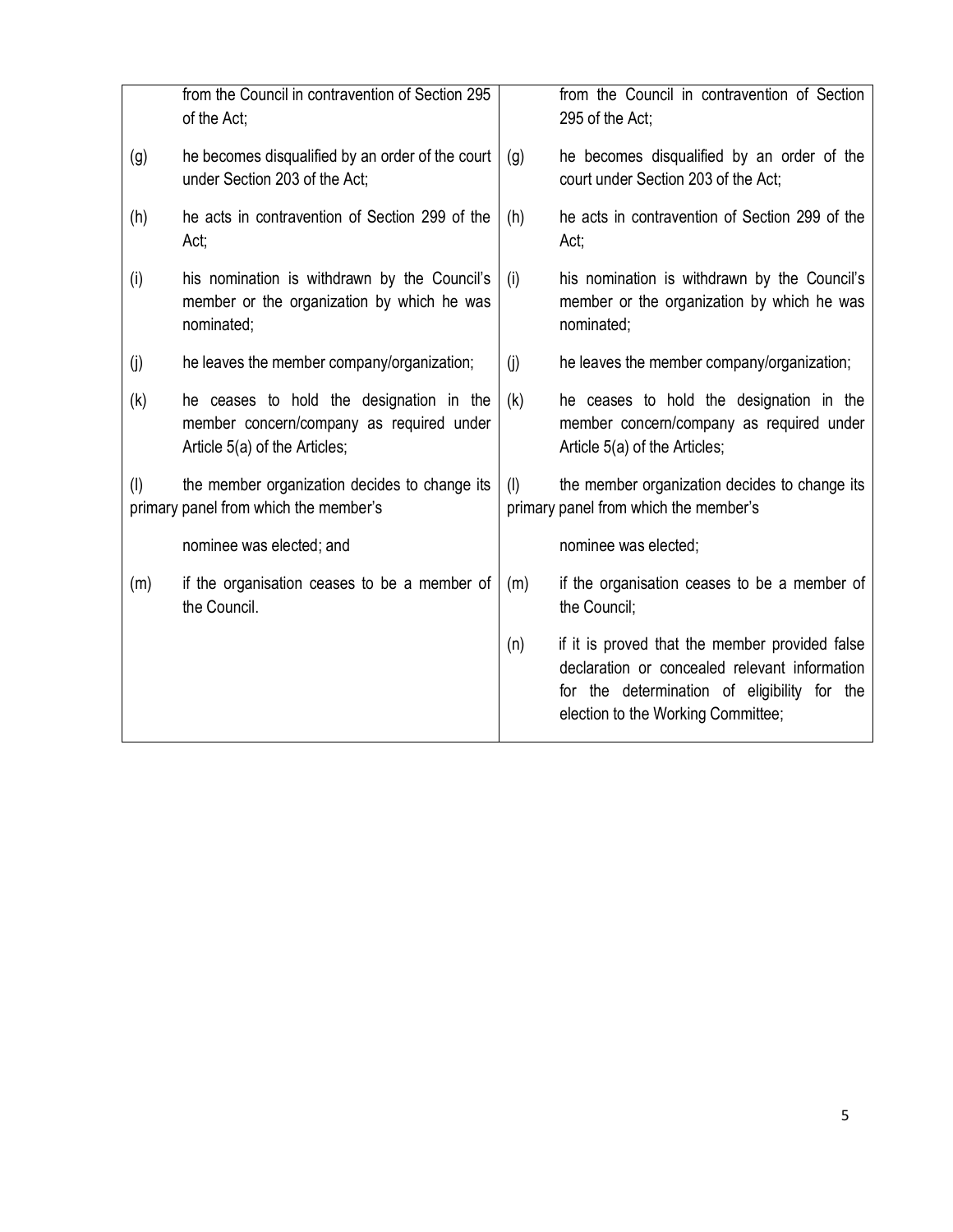| | |
|---|---|
| from the Council in contravention of Section 295 of the Act; | from the Council in contravention of Section 295 of the Act; |
| (g) he becomes disqualified by an order of the court under Section 203 of the Act; | (g) he becomes disqualified by an order of the court under Section 203 of the Act; |
| (h) he acts in contravention of Section 299 of the Act; | (h) he acts in contravention of Section 299 of the Act; |
| (i) his nomination is withdrawn by the Council's member or the organization by which he was nominated; | (i) his nomination is withdrawn by the Council's member or the organization by which he was nominated; |
| (j) he leaves the member company/organization; | (j) he leaves the member company/organization; |
| (k) he ceases to hold the designation in the member concern/company as required under Article 5(a) of the Articles; | (k) he ceases to hold the designation in the member concern/company as required under Article 5(a) of the Articles; |
| (l) the member organization decides to change its primary panel from which the member's nominee was elected; and | (l) the member organization decides to change its primary panel from which the member's nominee was elected; |
| (m) if the organisation ceases to be a member of the Council. | (m) if the organisation ceases to be a member of the Council; |
| | (n) if it is proved that the member provided false declaration or concealed relevant information for the determination of eligibility for the election to the Working Committee; |